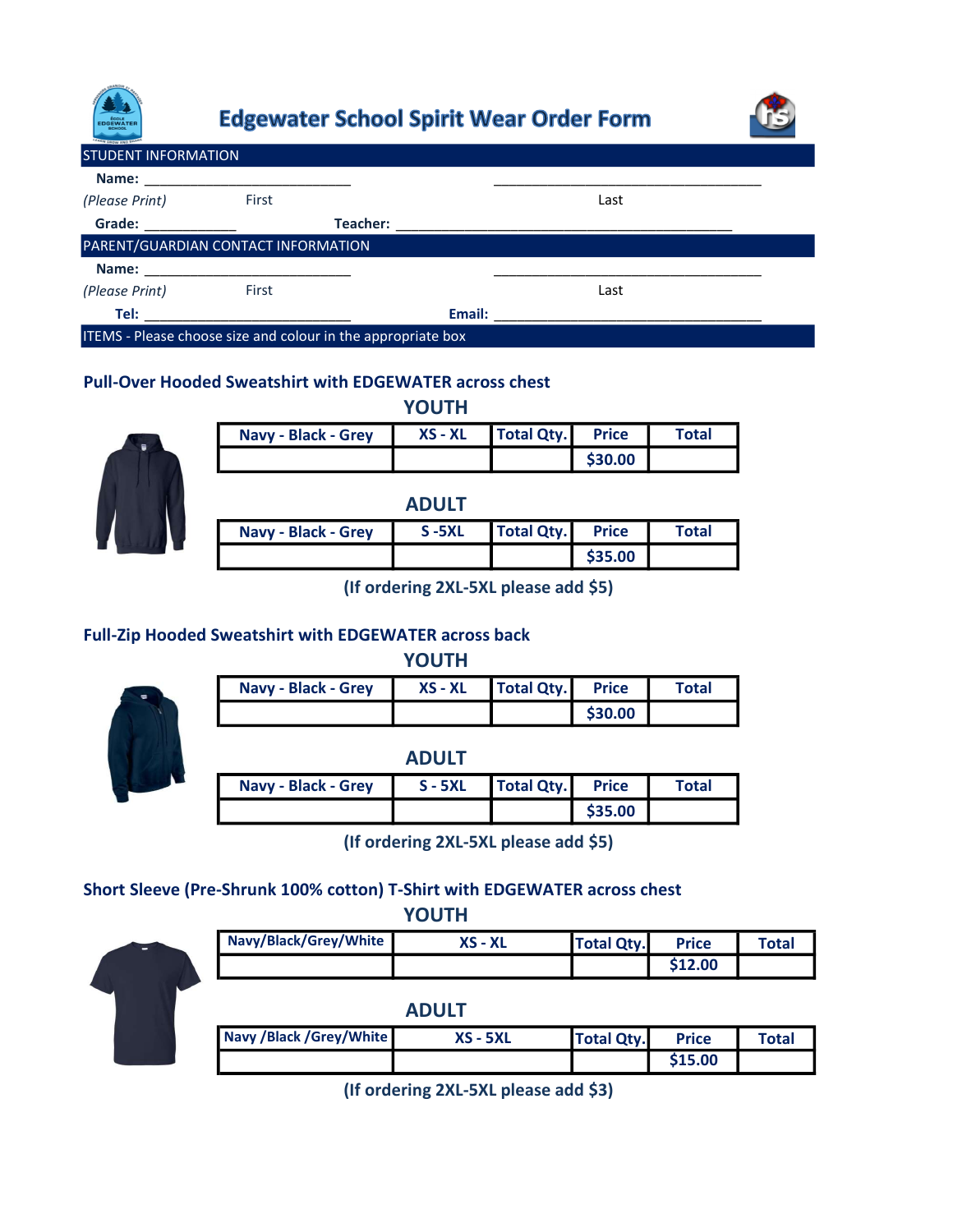# Edgewater School Spirit Wear Order Form

## STUDENT INFORMATION

**Name:** ____________________________ ____________________________________

*(Please Print)* First Last

**Grade:** ____________ **Teacher:** ____________________________________________

## PARENT/GUARDIAN CONTACT INFORMATION

**Name:** ____________________________ ____________________________________

*(Please Print)* First Last

**Tel:** ____________________________ **Email:** ____________________________________

## ITEMS - Please choose size and colour in the appropriate box

### Pull-Over Hooded Sweatshirt with EDGEWATER across chest

**YOUTH**

| Navy - Black - Grey | XS - XL | Total Qty. | Price | Total |
|---|---|---|---|---|
| | | | $30.00 | |

**ADULT**

| Navy - Black - Grey | S -5XL | Total Qty. | Price | Total |
|---|---|---|---|---|
| | | | $35.00 | |

**(If ordering 2XL-5XL please add $5)**

### Full-Zip Hooded Sweatshirt with EDGEWATER across back

**YOUTH**

| Navy - Black - Grey | XS - XL | Total Qty. | Price | Total |
|---|---|---|---|---|
| | | | $30.00 | |

**ADULT**

| Navy - Black - Grey | S - 5XL | Total Qty. | Price | Total |
|---|---|---|---|---|
| | | | $35.00 | |

**(If ordering 2XL-5XL please add $5)**

### Short Sleeve (Pre-Shrunk 100% cotton) T-Shirt with EDGEWATER across chest

**YOUTH**

| Navy/Black/Grey/White | XS - XL | Total Qty. | Price | Total |
|---|---|---|---|---|
| | | | $12.00 | |

**ADULT**

| Navy /Black /Grey/White | XS - 5XL | Total Qty. | Price | Total |
|---|---|---|---|---|
| | | | $15.00 | |

**(If ordering 2XL-5XL please add $3)**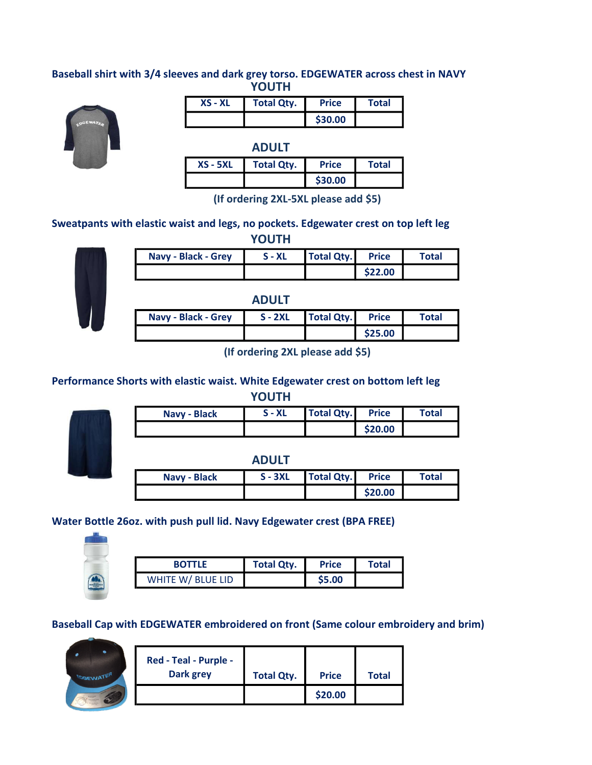**Baseball shirt with 3/4 sleeves and dark grey torso. EDGEWATER across chest in NAVY**

**YOUTH**

| XS - XL | Total Qty. | Price | Total |
|---|---|---|---|
| | | $30.00 | |

**ADULT**

| XS - 5XL | Total Qty. | Price | Total |
|---|---|---|---|
| | | $30.00 | |

**(If ordering 2XL-5XL please add $5)**

**Sweatpants with elastic waist and legs, no pockets. Edgewater crest on top left leg**

**YOUTH**

| Navy - Black - Grey | S - XL | Total Qty. | Price | Total |
|---|---|---|---|---|
| | | | $22.00 | |

**ADULT**

| Navy - Black - Grey | S - 2XL | Total Qty. | Price | Total |
|---|---|---|---|---|
| | | | $25.00 | |

**(If ordering 2XL please add $5)**

**Performance Shorts with elastic waist. White Edgewater crest on bottom left leg**

**YOUTH**

| Navy - Black | S - XL | Total Qty. | Price | Total |
|---|---|---|---|---|
| | | | $20.00 | |

**ADULT**

| Navy - Black | S - 3XL | Total Qty. | Price | Total |
|---|---|---|---|---|
| | | | $20.00 | |

**Water Bottle 26oz. with push pull lid. Navy Edgewater crest (BPA FREE)**

| BOTTLE | Total Qty. | Price | Total |
|---|---|---|---|
| WHITE W/ BLUE LID | | $5.00 | |

**Baseball Cap with EDGEWATER embroidered on front (Same colour embroidery and brim)**

| Red - Teal - Purple - Dark grey | Total Qty. | Price | Total |
|---|---|---|---|
| | | $20.00 | |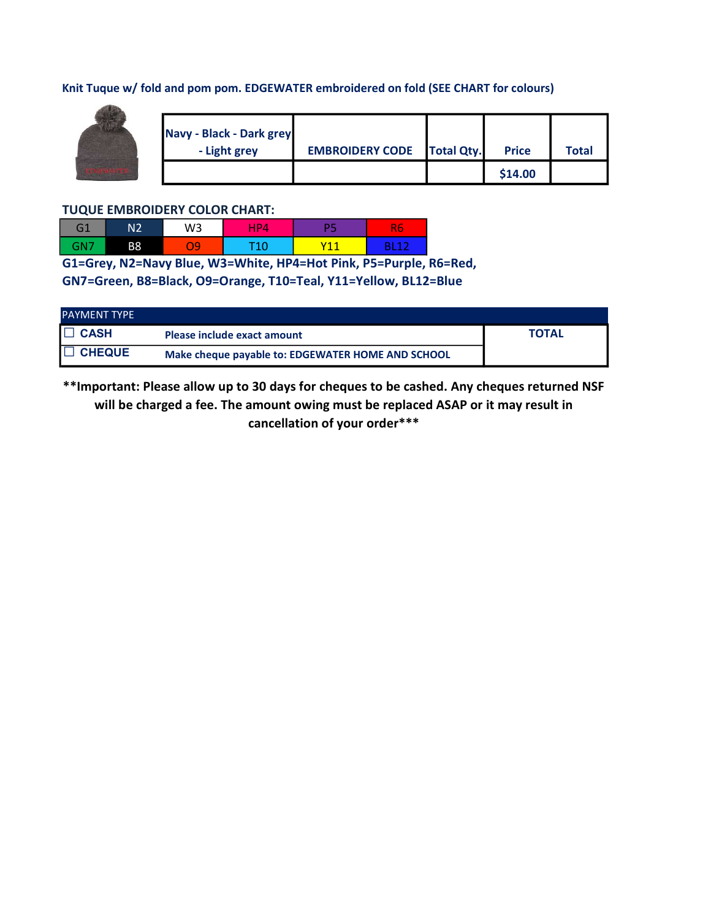**Knit Tuque w/ fold and pom pom. EDGEWATER embroidered on fold (SEE CHART for colours)**

| Navy - Black - Dark grey - Light grey | EMBROIDERY CODE | Total Qty. | Price | Total |
|---|---|---|---|---|
| | | | $14.00 | |

**TUQUE EMBROIDERY COLOR CHART:**

| | | | | | |
|---|---|---|---|---|---|
| G1 | N2 | W3 | HP4 | P5 | R6 |
| GN7 | B8 | O9 | T10 | Y11 | BL12 |

**G1=Grey, N2=Navy Blue, W3=White, HP4=Hot Pink, P5=Purple, R6=Red, GN7=Green, B8=Black, O9=Orange, T10=Teal, Y11=Yellow, BL12=Blue**

| PAYMENT TYPE | | |
|---|---|---|
| ☐ **CASH** | **Please include exact amount** | **TOTAL** |
| ☐ **CHEQUE** | **Make cheque payable to: EDGEWATER HOME AND SCHOOL** | |

****Important: Please allow up to 30 days for cheques to be cashed. Any cheques returned NSF will be charged a fee. The amount owing must be replaced ASAP or it may result in cancellation of your order*****